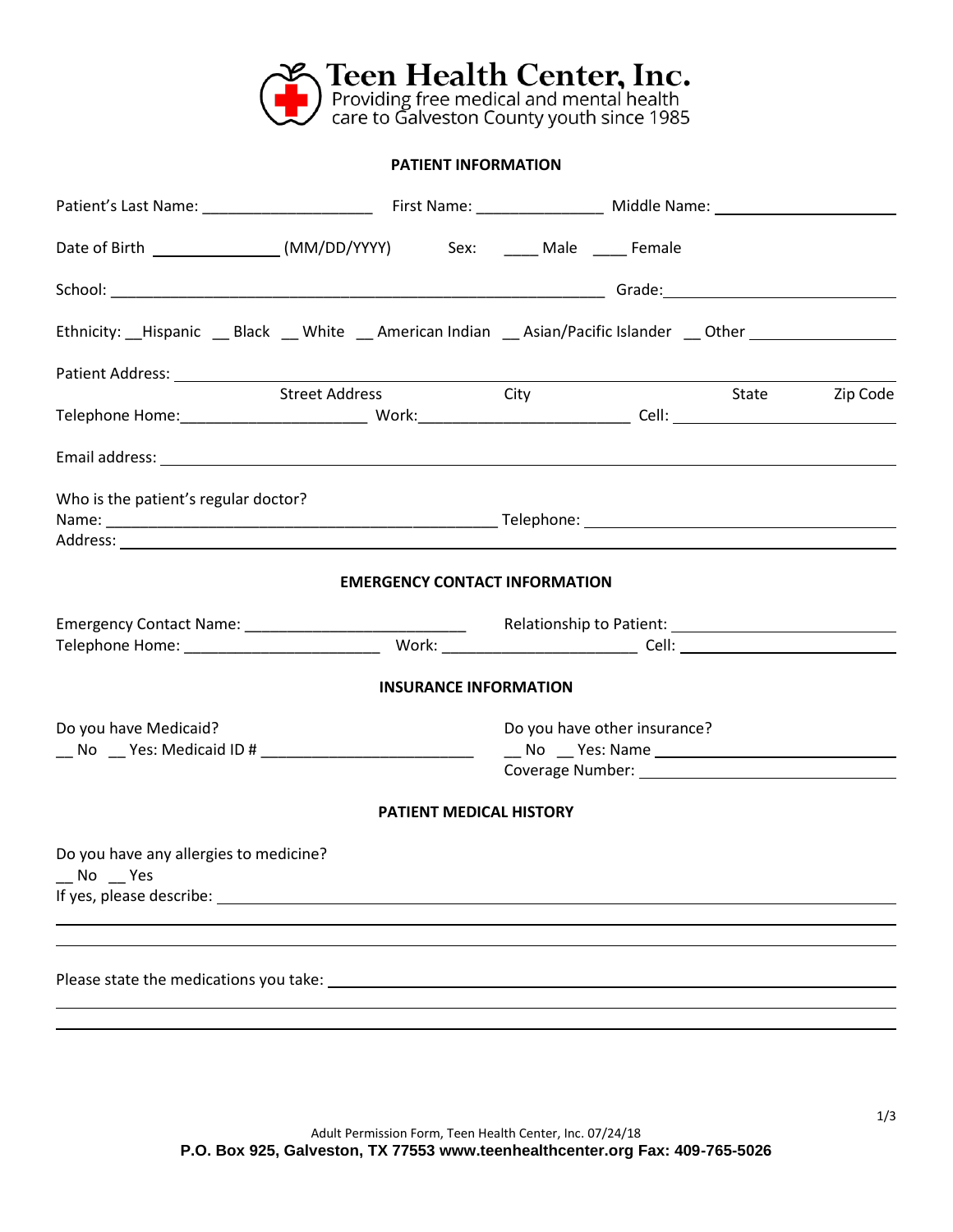# Teen Health Center, Inc.

Providing free medical and mental health care to Galveston County youth since 1985

## PATIENT INFORMATION

Patient's Last Name: ____________________ First Name: ______________ Middle Name: ____________________

Date of Birth ______________ (MM/DD/YYYY) Sex: ____ Male ____ Female

School: ________________________________________________________ Grade: ________________________

Ethnicity: __Hispanic __ Black __ White __ American Indian __ Asian/Pacific Islander __ Other ________________

Patient Address: ______________________________________________________________________________

Street Address City State Zip Code

Telephone Home: ____________________ Work: ______________________ Cell: ________________________

Email address: ________________________________________________________________________________

Who is the patient's regular doctor?

Name: ___________________________________________ Telephone: ___________________________________

Address: _____________________________________________________________________________________

## EMERGENCY CONTACT INFORMATION

Emergency Contact Name: ________________________ Relationship to Patient: ________________________

Telephone Home: _____________________ Work: _____________________ Cell: ________________________

## INSURANCE INFORMATION

Do you have Medicaid?

__ No __ Yes: Medicaid ID # ________________________

Do you have other insurance?

__ No __ Yes: Name ________________________

Coverage Number: ________________________

## PATIENT MEDICAL HISTORY

Do you have any allergies to medicine?

__ No __ Yes

If yes, please describe: ___________________________________________________________________________

_____________________________________________________________________________________________

_____________________________________________________________________________________________

Please state the medications you take: ______________________________________________________________

_____________________________________________________________________________________________

_____________________________________________________________________________________________

Adult Permission Form, Teen Health Center, Inc. 07/24/18

**P.O. Box 925, Galveston, TX 77553 www.teenhealthcenter.org Fax: 409-765-5026**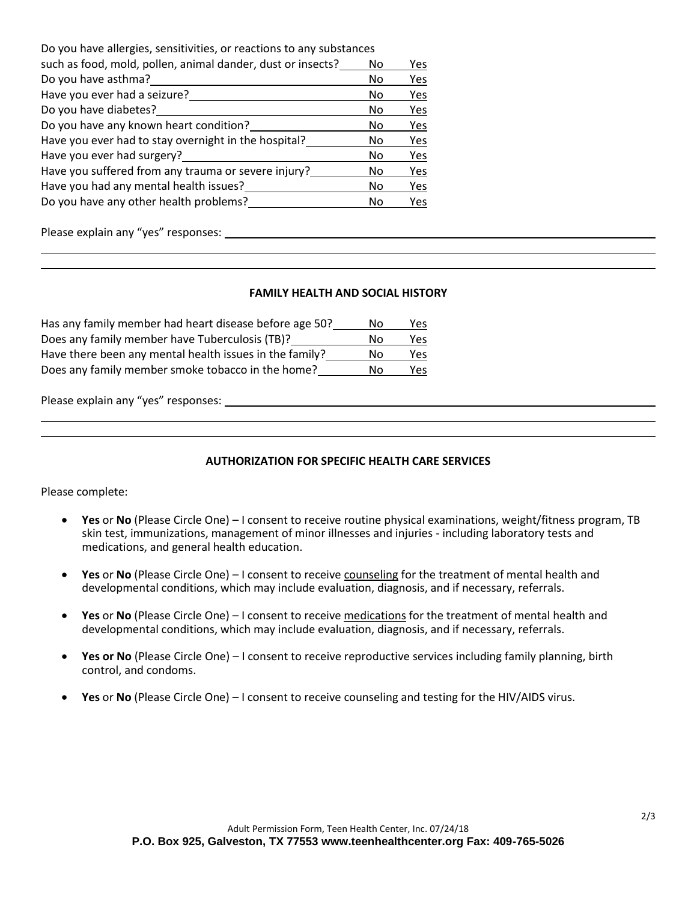| Question | | |
|---|---|---|
| Do you have allergies, sensitivities, or reactions to any substances such as food, mold, pollen, animal dander, dust or insects? | No | Yes |
| Do you have asthma? | No | Yes |
| Have you ever had a seizure? | No | Yes |
| Do you have diabetes? | No | Yes |
| Do you have any known heart condition? | No | Yes |
| Have you ever had to stay overnight in the hospital? | No | Yes |
| Have you ever had surgery? | No | Yes |
| Have you suffered from any trauma or severe injury? | No | Yes |
| Have you had any mental health issues? | No | Yes |
| Do you have any other health problems? | No | Yes |

Please explain any "yes" responses: ____________________________________________

____________________________________________

____________________________________________

## FAMILY HEALTH AND SOCIAL HISTORY

| Question | | |
|---|---|---|
| Has any family member had heart disease before age 50? | No | Yes |
| Does any family member have Tuberculosis (TB)? | No | Yes |
| Have there been any mental health issues in the family? | No | Yes |
| Does any family member smoke tobacco in the home? | No | Yes |

Please explain any "yes" responses: ____________________________________________

____________________________________________

____________________________________________

## AUTHORIZATION FOR SPECIFIC HEALTH CARE SERVICES

Please complete:

- **Yes** or **No** (Please Circle One) – I consent to receive routine physical examinations, weight/fitness program, TB skin test, immunizations, management of minor illnesses and injuries - including laboratory tests and medications, and general health education.
- **Yes** or **No** (Please Circle One) – I consent to receive counseling for the treatment of mental health and developmental conditions, which may include evaluation, diagnosis, and if necessary, referrals.
- **Yes** or **No** (Please Circle One) – I consent to receive medications for the treatment of mental health and developmental conditions, which may include evaluation, diagnosis, and if necessary, referrals.
- **Yes or No** (Please Circle One) – I consent to receive reproductive services including family planning, birth control, and condoms.
- **Yes** or **No** (Please Circle One) – I consent to receive counseling and testing for the HIV/AIDS virus.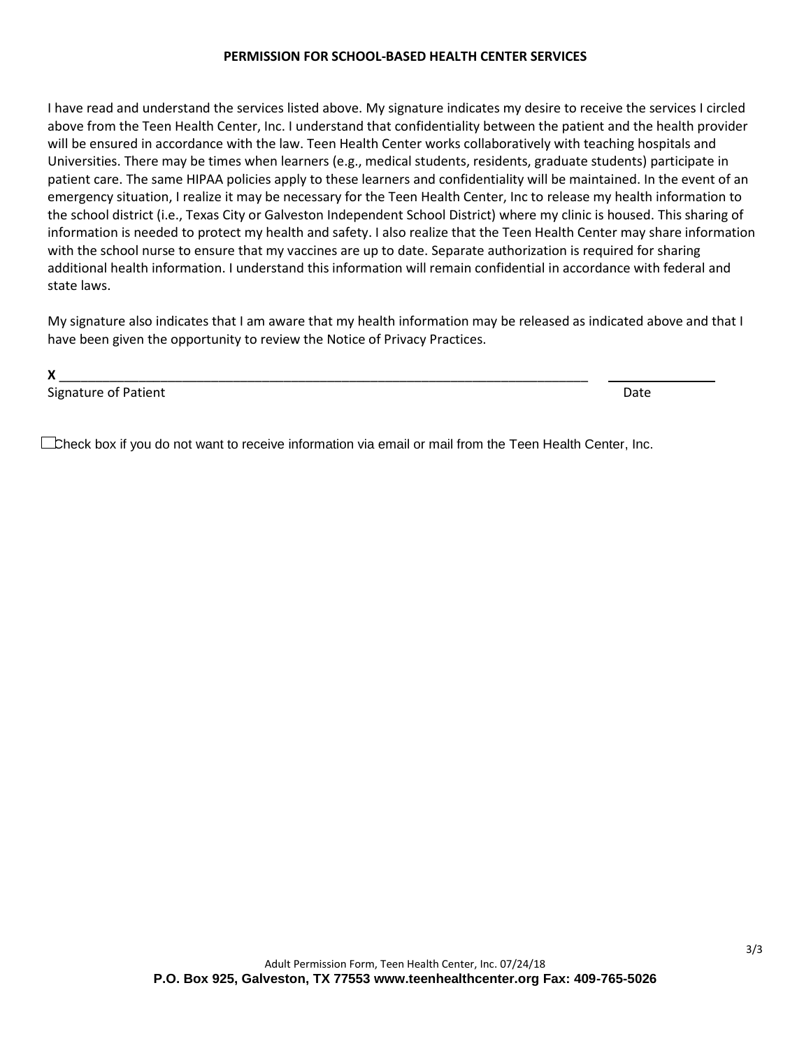**PERMISSION FOR SCHOOL-BASED HEALTH CENTER SERVICES**

I have read and understand the services listed above. My signature indicates my desire to receive the services I circled above from the Teen Health Center, Inc. I understand that confidentiality between the patient and the health provider will be ensured in accordance with the law. Teen Health Center works collaboratively with teaching hospitals and Universities. There may be times when learners (e.g., medical students, residents, graduate students) participate in patient care. The same HIPAA policies apply to these learners and confidentiality will be maintained. In the event of an emergency situation, I realize it may be necessary for the Teen Health Center, Inc to release my health information to the school district (i.e., Texas City or Galveston Independent School District) where my clinic is housed. This sharing of information is needed to protect my health and safety. I also realize that the Teen Health Center may share information with the school nurse to ensure that my vaccines are up to date. Separate authorization is required for sharing additional health information. I understand this information will remain confidential in accordance with federal and state laws.

My signature also indicates that I am aware that my health information may be released as indicated above and that I have been given the opportunity to review the Notice of Privacy Practices.

**X** ___________________________________________________________________________ _______________

Signature of Patient Date

☐ Check box if you do not want to receive information via email or mail from the Teen Health Center, Inc.

Adult Permission Form, Teen Health Center, Inc. 07/24/18

**P.O. Box 925, Galveston, TX 77553 www.teenhealthcenter.org Fax: 409-765-5026**